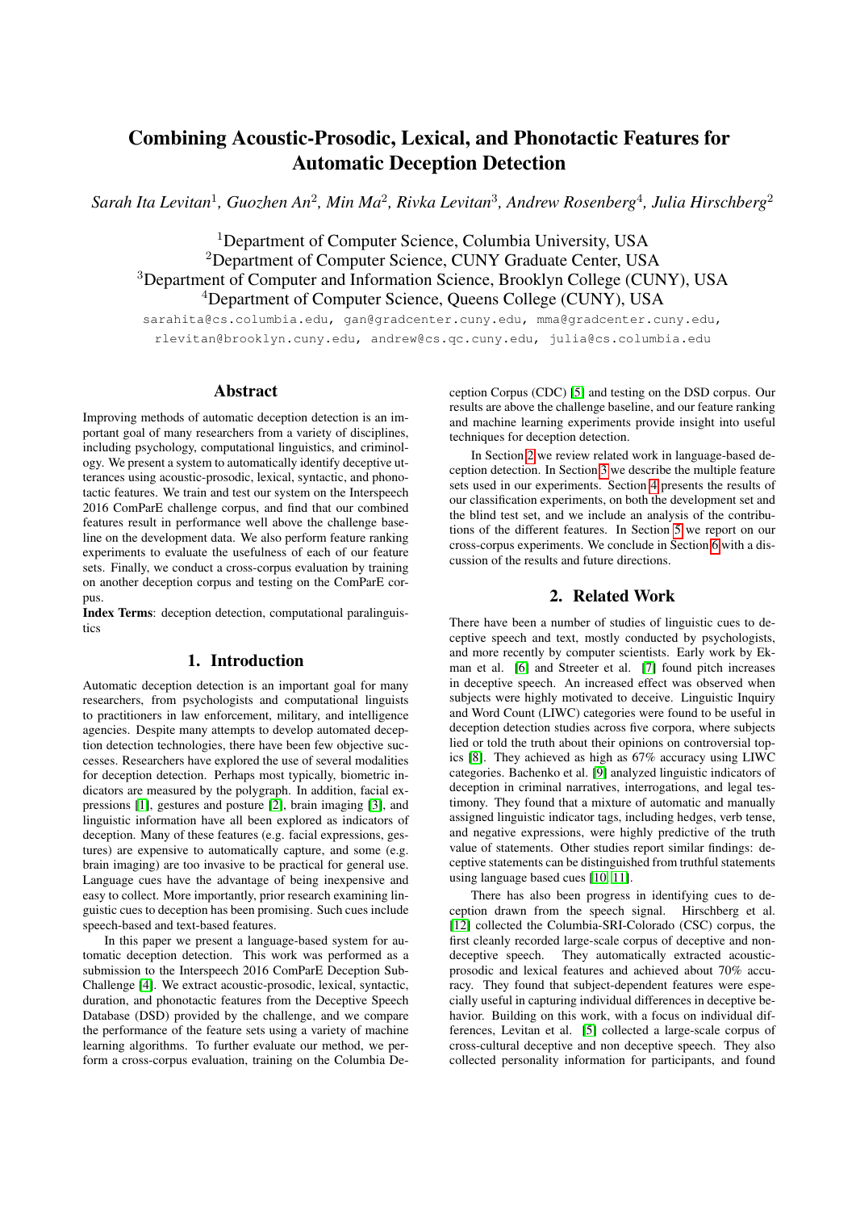# Combining Acoustic-Prosodic, Lexical, and Phonotactic Features for Automatic Deception Detection

*Sarah Ita Levitan*[1], *Guozhen An*[2], *Min Ma*[2], *Rivka Levitan*[3], *Andrew Rosenberg*[4], *Julia Hirschberg*[2]

[1]Department of Computer Science, Columbia University, USA
[2]Department of Computer Science, CUNY Graduate Center, USA
[3]Department of Computer and Information Science, Brooklyn College (CUNY), USA
[4]Department of Computer Science, Queens College (CUNY), USA

sarahita@cs.columbia.edu, gan@gradcenter.cuny.edu, mma@gradcenter.cuny.edu, rlevitan@brooklyn.cuny.edu, andrew@cs.qc.cuny.edu, julia@cs.columbia.edu

## Abstract

Improving methods of automatic deception detection is an important goal of many researchers from a variety of disciplines, including psychology, computational linguistics, and criminology. We present a system to automatically identify deceptive utterances using acoustic-prosodic, lexical, syntactic, and phonotactic features. We train and test our system on the Interspeech 2016 ComParE challenge corpus, and find that our combined features result in performance well above the challenge baseline on the development data. We also perform feature ranking experiments to evaluate the usefulness of each of our feature sets. Finally, we conduct a cross-corpus evaluation by training on another deception corpus and testing on the ComParE corpus.

**Index Terms**: deception detection, computational paralinguistics

## 1. Introduction

Automatic deception detection is an important goal for many researchers, from psychologists and computational linguists to practitioners in law enforcement, military, and intelligence agencies. Despite many attempts to develop automated deception detection technologies, there have been few objective successes. Researchers have explored the use of several modalities for deception detection. Perhaps most typically, biometric indicators are measured by the polygraph. In addition, facial expressions [1], gestures and posture [2], brain imaging [3], and linguistic information have all been explored as indicators of deception. Many of these features (e.g. facial expressions, gestures) are expensive to automatically capture, and some (e.g. brain imaging) are too invasive to be practical for general use. Language cues have the advantage of being inexpensive and easy to collect. More importantly, prior research examining linguistic cues to deception has been promising. Such cues include speech-based and text-based features.

In this paper we present a language-based system for automatic deception detection. This work was performed as a submission to the Interspeech 2016 ComParE Deception Sub-Challenge [4]. We extract acoustic-prosodic, lexical, syntactic, duration, and phonotactic features from the Deceptive Speech Database (DSD) provided by the challenge, and we compare the performance of the feature sets using a variety of machine learning algorithms. To further evaluate our method, we perform a cross-corpus evaluation, training on the Columbia Deception Corpus (CDC) [5] and testing on the DSD corpus. Our results are above the challenge baseline, and our feature ranking and machine learning experiments provide insight into useful techniques for deception detection.

In Section 2 we review related work in language-based deception detection. In Section 3 we describe the multiple feature sets used in our experiments. Section 4 presents the results of our classification experiments, on both the development set and the blind test set, and we include an analysis of the contributions of the different features. In Section 5 we report on our cross-corpus experiments. We conclude in Section 6 with a discussion of the results and future directions.

## 2. Related Work

There have been a number of studies of linguistic cues to deceptive speech and text, mostly conducted by psychologists, and more recently by computer scientists. Early work by Ekman et al. [6] and Streeter et al. [7] found pitch increases in deceptive speech. An increased effect was observed when subjects were highly motivated to deceive. Linguistic Inquiry and Word Count (LIWC) categories were found to be useful in deception detection studies across five corpora, where subjects lied or told the truth about their opinions on controversial topics [8]. They achieved as high as 67% accuracy using LIWC categories. Bachenko et al. [9] analyzed linguistic indicators of deception in criminal narratives, interrogations, and legal testimony. They found that a mixture of automatic and manually assigned linguistic indicator tags, including hedges, verb tense, and negative expressions, were highly predictive of the truth value of statements. Other studies report similar findings: deceptive statements can be distinguished from truthful statements using language based cues [10, 11].

There has also been progress in identifying cues to deception drawn from the speech signal. Hirschberg et al. [12] collected the Columbia-SRI-Colorado (CSC) corpus, the first cleanly recorded large-scale corpus of deceptive and non-deceptive speech. They automatically extracted acoustic-prosodic and lexical features and achieved about 70% accuracy. They found that subject-dependent features were especially useful in capturing individual differences in deceptive behavior. Building on this work, with a focus on individual differences, Levitan et al. [5] collected a large-scale corpus of cross-cultural deceptive and non deceptive speech. They also collected personality information for participants, and found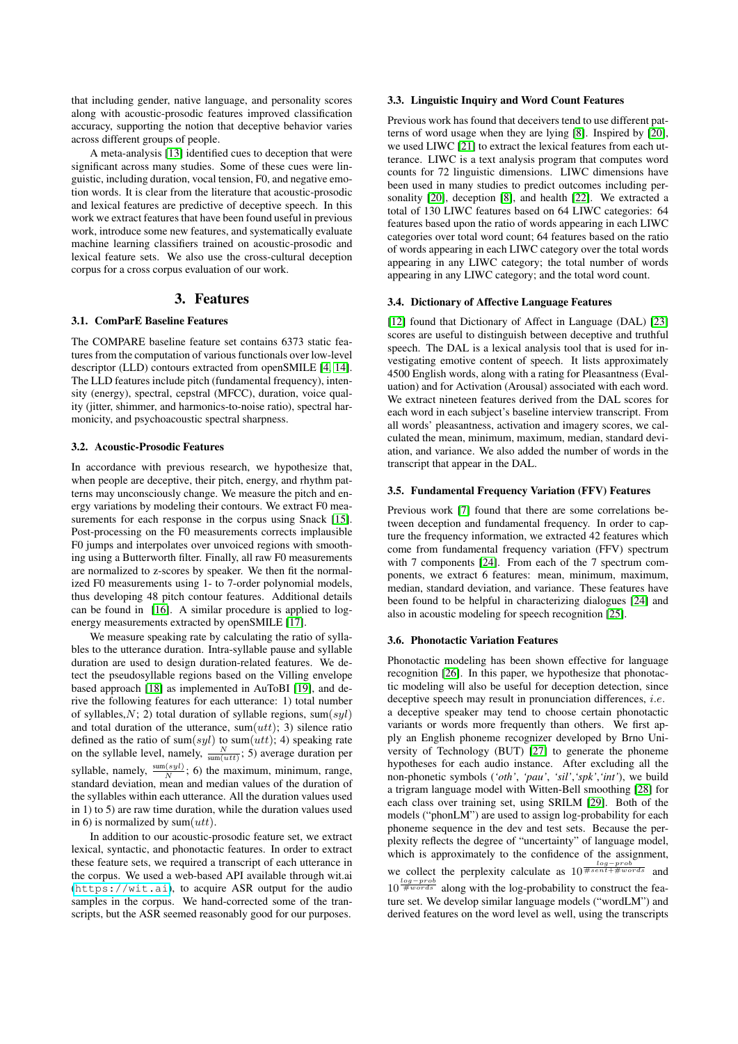that including gender, native language, and personality scores along with acoustic-prosodic features improved classification accuracy, supporting the notion that deceptive behavior varies across different groups of people.

A meta-analysis [13] identified cues to deception that were significant across many studies. Some of these cues were linguistic, including duration, vocal tension, F0, and negative emotion words. It is clear from the literature that acoustic-prosodic and lexical features are predictive of deceptive speech. In this work we extract features that have been found useful in previous work, introduce some new features, and systematically evaluate machine learning classifiers trained on acoustic-prosodic and lexical feature sets. We also use the cross-cultural deception corpus for a cross corpus evaluation of our work.

## 3. Features

### 3.1. ComParE Baseline Features

The COMPARE baseline feature set contains 6373 static features from the computation of various functionals over low-level descriptor (LLD) contours extracted from openSMILE [4, 14]. The LLD features include pitch (fundamental frequency), intensity (energy), spectral, cepstral (MFCC), duration, voice quality (jitter, shimmer, and harmonics-to-noise ratio), spectral harmonicity, and psychoacoustic spectral sharpness.

### 3.2. Acoustic-Prosodic Features

In accordance with previous research, we hypothesize that, when people are deceptive, their pitch, energy, and rhythm patterns may unconsciously change. We measure the pitch and energy variations by modeling their contours. We extract F0 measurements for each response in the corpus using Snack [15]. Post-processing on the F0 measurements corrects implausible F0 jumps and interpolates over unvoiced regions with smoothing using a Butterworth filter. Finally, all raw F0 measurements are normalized to z-scores by speaker. We then fit the normalized F0 measurements using 1- to 7-order polynomial models, thus developing 48 pitch contour features. Additional details can be found in [16]. A similar procedure is applied to log-energy measurements extracted by openSMILE [17].

We measure speaking rate by calculating the ratio of syllables to the utterance duration. Intra-syllable pause and syllable duration are used to design duration-related features. We detect the pseudosyllable regions based on the Villing envelope based approach [18] as implemented in AuToBI [19], and derive the following features for each utterance: 1) total number of syllables, $N$; 2) total duration of syllable regions, $\text{sum}(syl)$ and total duration of the utterance, $\text{sum}(utt)$; 3) silence ratio defined as the ratio of $\text{sum}(syl)$ to $\text{sum}(utt)$; 4) speaking rate on the syllable level, namely, $\frac{N}{\text{sum}(utt)}$; 5) average duration per syllable, namely, $\frac{\text{sum}(syl)}{N}$; 6) the maximum, minimum, range, standard deviation, mean and median values of the duration of the syllables within each utterance. All the duration values used in 1) to 5) are raw time duration, while the duration values used in 6) is normalized by $\text{sum}(utt)$.

In addition to our acoustic-prosodic feature set, we extract lexical, syntactic, and phonotactic features. In order to extract these feature sets, we required a transcript of each utterance in the corpus. We used a web-based API available through wit.ai (https://wit.ai), to acquire ASR output for the audio samples in the corpus. We hand-corrected some of the transcripts, but the ASR seemed reasonably good for our purposes.

### 3.3. Linguistic Inquiry and Word Count Features

Previous work has found that deceivers tend to use different patterns of word usage when they are lying [8]. Inspired by [20], we used LIWC [21] to extract the lexical features from each utterance. LIWC is a text analysis program that computes word counts for 72 linguistic dimensions. LIWC dimensions have been used in many studies to predict outcomes including personality [20], deception [8], and health [22]. We extracted a total of 130 LIWC features based on 64 LIWC categories: 64 features based upon the ratio of words appearing in each LIWC categories over total word count; 64 features based on the ratio of words appearing in each LIWC category over the total words appearing in any LIWC category; the total number of words appearing in any LIWC category; and the total word count.

### 3.4. Dictionary of Affective Language Features

[12] found that Dictionary of Affect in Language (DAL) [23] scores are useful to distinguish between deceptive and truthful speech. The DAL is a lexical analysis tool that is used for investigating emotive content of speech. It lists approximately 4500 English words, along with a rating for Pleasantness (Evaluation) and for Activation (Arousal) associated with each word. We extract nineteen features derived from the DAL scores for each word in each subject's baseline interview transcript. From all words' pleasantness, activation and imagery scores, we calculated the mean, minimum, maximum, median, standard deviation, and variance. We also added the number of words in the transcript that appear in the DAL.

### 3.5. Fundamental Frequency Variation (FFV) Features

Previous work [7] found that there are some correlations between deception and fundamental frequency. In order to capture the frequency information, we extracted 42 features which come from fundamental frequency variation (FFV) spectrum with 7 components [24]. From each of the 7 spectrum components, we extract 6 features: mean, minimum, maximum, median, standard deviation, and variance. These features have been found to be helpful in characterizing dialogues [24] and also in acoustic modeling for speech recognition [25].

### 3.6. Phonotactic Variation Features

Phonotactic modeling has been shown effective for language recognition [26]. In this paper, we hypothesize that phonotactic modeling will also be useful for deception detection, since deceptive speech may result in pronunciation differences, *i.e.* a deceptive speaker may tend to choose certain phonotactic variants or words more frequently than others. We first apply an English phoneme recognizer developed by Brno University of Technology (BUT) [27] to generate the phoneme hypotheses for each audio instance. After excluding all the non-phonetic symbols (*'oth'*, *'pau'*, *'sil'*,*'spk'*,*'int'*), we build a trigram language model with Witten-Bell smoothing [28] for each class over training set, using SRILM [29]. Both of the models ("phonLM") are used to assign log-probability for each phoneme sequence in the dev and test sets. Because the perplexity reflects the degree of "uncertainty" of language model, which is approximately to the confidence of the assignment, we collect the perplexity calculate as $10^{\frac{log-prob}{\#sent+\#words}}$ and $10^{\frac{log-prob}{\#words}}$ along with the log-probability to construct the feature set. We develop similar language models ("wordLM") and derived features on the word level as well, using the transcripts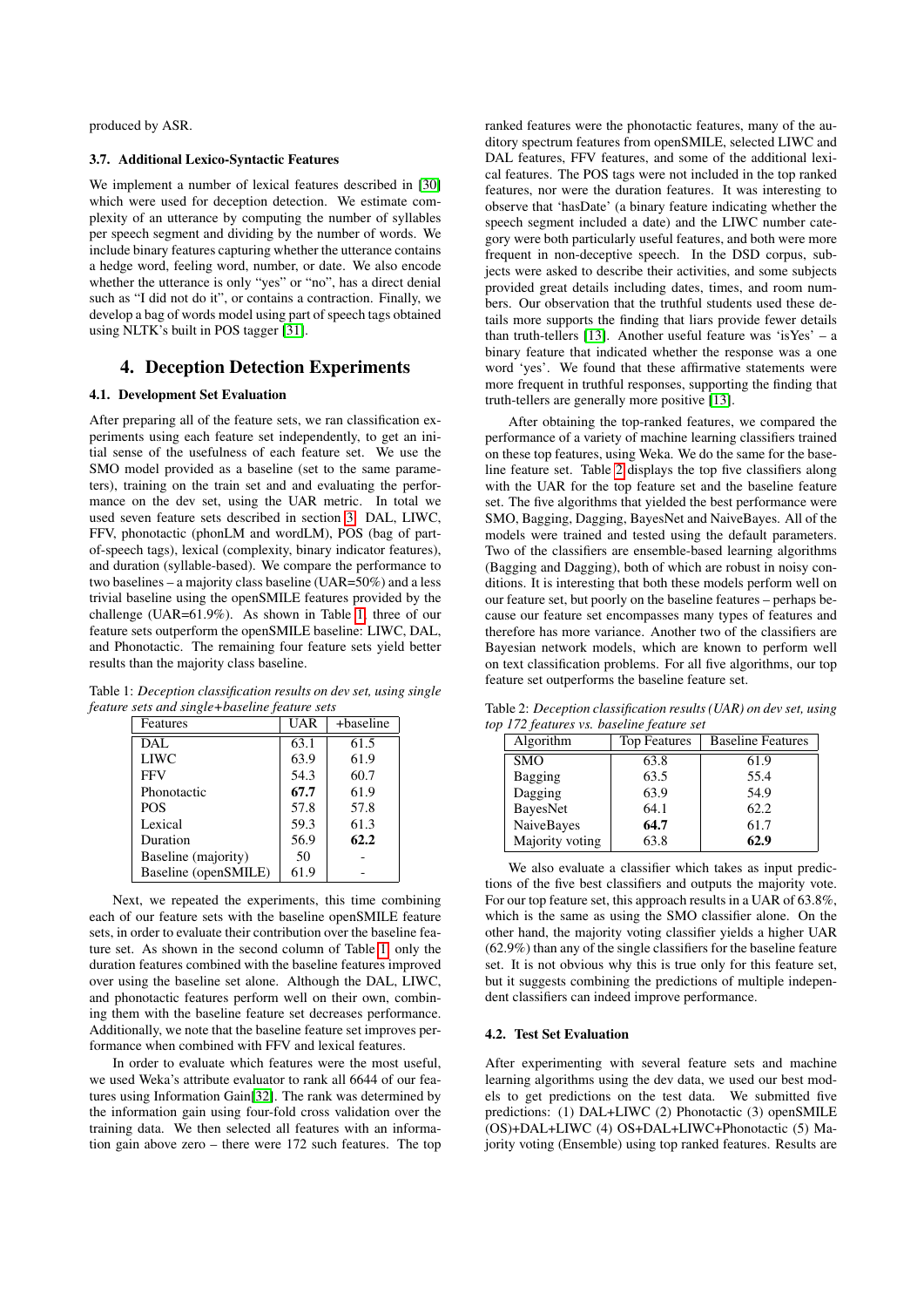produced by ASR.

### 3.7. Additional Lexico-Syntactic Features

We implement a number of lexical features described in [30] which were used for deception detection. We estimate complexity of an utterance by computing the number of syllables per speech segment and dividing by the number of words. We include binary features capturing whether the utterance contains a hedge word, feeling word, number, or date. We also encode whether the utterance is only "yes" or "no", has a direct denial such as "I did not do it", or contains a contraction. Finally, we develop a bag of words model using part of speech tags obtained using NLTK's built in POS tagger [31].

## 4. Deception Detection Experiments

### 4.1. Development Set Evaluation

After preparing all of the feature sets, we ran classification experiments using each feature set independently, to get an initial sense of the usefulness of each feature set. We use the SMO model provided as a baseline (set to the same parameters), training on the train set and and evaluating the performance on the dev set, using the UAR metric. In total we used seven feature sets described in section 3: DAL, LIWC, FFV, phonotactic (phonLM and wordLM), POS (bag of part-of-speech tags), lexical (complexity, binary indicator features), and duration (syllable-based). We compare the performance to two baselines – a majority class baseline (UAR=50%) and a less trivial baseline using the openSMILE features provided by the challenge (UAR=61.9%). As shown in Table 1, three of our feature sets outperform the openSMILE baseline: LIWC, DAL, and Phonotactic. The remaining four feature sets yield better results than the majority class baseline.

Table 1: *Deception classification results on dev set, using single feature sets and single+baseline feature sets*

| Features | UAR | +baseline |
|---|---|---|
| DAL | 63.1 | 61.5 |
| LIWC | 63.9 | 61.9 |
| FFV | 54.3 | 60.7 |
| Phonotactic | **67.7** | 61.9 |
| POS | 57.8 | 57.8 |
| Lexical | 59.3 | 61.3 |
| Duration | 56.9 | **62.2** |
| Baseline (majority) | 50 | - |
| Baseline (openSMILE) | 61.9 | - |

Next, we repeated the experiments, this time combining each of our feature sets with the baseline openSMILE feature sets, in order to evaluate their contribution over the baseline feature set. As shown in the second column of Table 1, only the duration features combined with the baseline features improved over using the baseline set alone. Although the DAL, LIWC, and phonotactic features perform well on their own, combining them with the baseline feature set decreases performance. Additionally, we note that the baseline feature set improves performance when combined with FFV and lexical features.

In order to evaluate which features were the most useful, we used Weka's attribute evaluator to rank all 6644 of our features using Information Gain[32]. The rank was determined by the information gain using four-fold cross validation over the training data. We then selected all features with an information gain above zero – there were 172 such features. The top ranked features were the phonotactic features, many of the auditory spectrum features from openSMILE, selected LIWC and DAL features, FFV features, and some of the additional lexical features. The POS tags were not included in the top ranked features, nor were the duration features. It was interesting to observe that 'hasDate' (a binary feature indicating whether the speech segment included a date) and the LIWC number category were both particularly useful features, and both were more frequent in non-deceptive speech. In the DSD corpus, subjects were asked to describe their activities, and some subjects provided great details including dates, times, and room numbers. Our observation that the truthful students used these details more supports the finding that liars provide fewer details than truth-tellers [13]. Another useful feature was 'isYes' – a binary feature that indicated whether the response was a one word 'yes'. We found that these affirmative statements were more frequent in truthful responses, supporting the finding that truth-tellers are generally more positive [13].

After obtaining the top-ranked features, we compared the performance of a variety of machine learning classifiers trained on these top features, using Weka. We do the same for the baseline feature set. Table 2 displays the top five classifiers along with the UAR for the top feature set and the baseline feature set. The five algorithms that yielded the best performance were SMO, Bagging, Dagging, BayesNet and NaiveBayes. All of the models were trained and tested using the default parameters. Two of the classifiers are ensemble-based learning algorithms (Bagging and Dagging), both of which are robust in noisy conditions. It is interesting that both these models perform well on our feature set, but poorly on the baseline features – perhaps because our feature set encompasses many types of features and therefore has more variance. Another two of the classifiers are Bayesian network models, which are known to perform well on text classification problems. For all five algorithms, our top feature set outperforms the baseline feature set.

Table 2: *Deception classification results (UAR) on dev set, using top 172 features vs. baseline feature set*

| Algorithm | Top Features | Baseline Features |
|---|---|---|
| SMO | 63.8 | 61.9 |
| Bagging | 63.5 | 55.4 |
| Dagging | 63.9 | 54.9 |
| BayesNet | 64.1 | 62.2 |
| NaiveBayes | **64.7** | 61.7 |
| Majority voting | 63.8 | **62.9** |

We also evaluate a classifier which takes as input predictions of the five best classifiers and outputs the majority vote. For our top feature set, this approach results in a UAR of 63.8%, which is the same as using the SMO classifier alone. On the other hand, the majority voting classifier yields a higher UAR (62.9%) than any of the single classifiers for the baseline feature set. It is not obvious why this is true only for this feature set, but it suggests combining the predictions of multiple independent classifiers can indeed improve performance.

### 4.2. Test Set Evaluation

After experimenting with several feature sets and machine learning algorithms using the dev data, we used our best models to get predictions on the test data. We submitted five predictions: (1) DAL+LIWC (2) Phonotactic (3) openSMILE (OS)+DAL+LIWC (4) OS+DAL+LIWC+Phonotactic (5) Majority voting (Ensemble) using top ranked features. Results are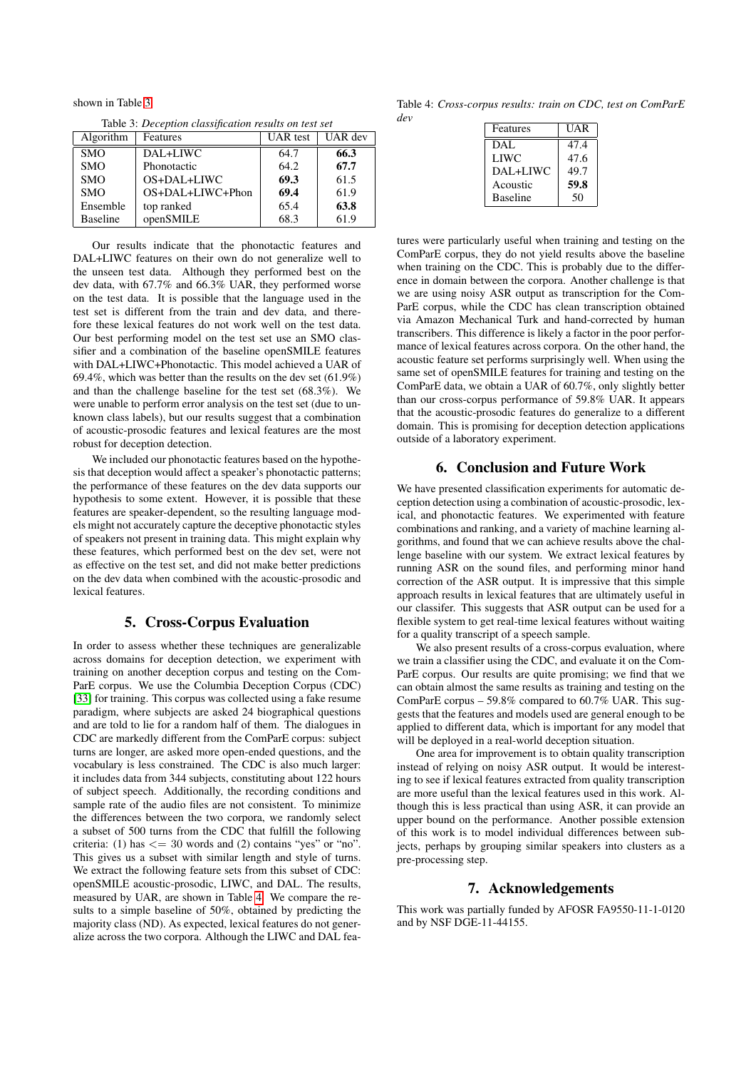shown in Table 3.

Table 3: *Deception classification results on test set*

| Algorithm | Features | UAR test | UAR dev |
|---|---|---|---|
| SMO | DAL+LIWC | 64.7 | **66.3** |
| SMO | Phonotactic | 64.2 | **67.7** |
| SMO | OS+DAL+LIWC | **69.3** | 61.5 |
| SMO | OS+DAL+LIWC+Phon | **69.4** | 61.9 |
| Ensemble | top ranked | 65.4 | **63.8** |
| Baseline | openSMILE | 68.3 | 61.9 |

Our results indicate that the phonotactic features and DAL+LIWC features on their own do not generalize well to the unseen test data. Although they performed best on the dev data, with 67.7% and 66.3% UAR, they performed worse on the test data. It is possible that the language used in the test set is different from the train and dev data, and therefore these lexical features do not work well on the test data. Our best performing model on the test set use an SMO classifier and a combination of the baseline openSMILE features with DAL+LIWC+Phonotactic. This model achieved a UAR of 69.4%, which was better than the results on the dev set (61.9%) and than the challenge baseline for the test set (68.3%). We were unable to perform error analysis on the test set (due to unknown class labels), but our results suggest that a combination of acoustic-prosodic features and lexical features are the most robust for deception detection.

We included our phonotactic features based on the hypothesis that deception would affect a speaker's phonotactic patterns; the performance of these features on the dev data supports our hypothesis to some extent. However, it is possible that these features are speaker-dependent, so the resulting language models might not accurately capture the deceptive phonotactic styles of speakers not present in training data. This might explain why these features, which performed best on the dev set, were not as effective on the test set, and did not make better predictions on the dev data when combined with the acoustic-prosodic and lexical features.

## 5. Cross-Corpus Evaluation

In order to assess whether these techniques are generalizable across domains for deception detection, we experiment with training on another deception corpus and testing on the ComParE corpus. We use the Columbia Deception Corpus (CDC) [33] for training. This corpus was collected using a fake resume paradigm, where subjects are asked 24 biographical questions and are told to lie for a random half of them. The dialogues in CDC are markedly different from the ComParE corpus: subject turns are longer, are asked more open-ended questions, and the vocabulary is less constrained. The CDC is also much larger: it includes data from 344 subjects, constituting about 122 hours of subject speech. Additionally, the recording conditions and sample rate of the audio files are not consistent. To minimize the differences between the two corpora, we randomly select a subset of 500 turns from the CDC that fulfill the following criteria: (1) has <= 30 words and (2) contains "yes" or "no". This gives us a subset with similar length and style of turns. We extract the following feature sets from this subset of CDC: openSMILE acoustic-prosodic, LIWC, and DAL. The results, measured by UAR, are shown in Table 4. We compare the results to a simple baseline of 50%, obtained by predicting the majority class (ND). As expected, lexical features do not generalize across the two corpora. Although the LIWC and DAL features were particularly useful when training and testing on the ComParE corpus, they do not yield results above the baseline when training on the CDC. This is probably due to the difference in domain between the corpora. Another challenge is that we are using noisy ASR output as transcription for the ComParE corpus, while the CDC has clean transcription obtained via Amazon Mechanical Turk and hand-corrected by human transcribers. This difference is likely a factor in the poor performance of lexical features across corpora. On the other hand, the acoustic feature set performs surprisingly well. When using the same set of openSMILE features for training and testing on the ComParE data, we obtain a UAR of 60.7%, only slightly better than our cross-corpus performance of 59.8% UAR. It appears that the acoustic-prosodic features do generalize to a different domain. This is promising for deception detection applications outside of a laboratory experiment.

Table 4: *Cross-corpus results: train on CDC, test on ComParE dev*

| Features | UAR |
|---|---|
| DAL | 47.4 |
| LIWC | 47.6 |
| DAL+LIWC | 49.7 |
| Acoustic | **59.8** |
| Baseline | 50 |

## 6. Conclusion and Future Work

We have presented classification experiments for automatic deception detection using a combination of acoustic-prosodic, lexical, and phonotactic features. We experimented with feature combinations and ranking, and a variety of machine learning algorithms, and found that we can achieve results above the challenge baseline with our system. We extract lexical features by running ASR on the sound files, and performing minor hand correction of the ASR output. It is impressive that this simple approach results in lexical features that are ultimately useful in our classifer. This suggests that ASR output can be used for a flexible system to get real-time lexical features without waiting for a quality transcript of a speech sample.

We also present results of a cross-corpus evaluation, where we train a classifier using the CDC, and evaluate it on the ComParE corpus. Our results are quite promising; we find that we can obtain almost the same results as training and testing on the ComParE corpus – 59.8% compared to 60.7% UAR. This suggests that the features and models used are general enough to be applied to different data, which is important for any model that will be deployed in a real-world deception situation.

One area for improvement is to obtain quality transcription instead of relying on noisy ASR output. It would be interesting to see if lexical features extracted from quality transcription are more useful than the lexical features used in this work. Although this is less practical than using ASR, it can provide an upper bound on the performance. Another possible extension of this work is to model individual differences between subjects, perhaps by grouping similar speakers into clusters as a pre-processing step.

## 7. Acknowledgements

This work was partially funded by AFOSR FA9550-11-1-0120 and by NSF DGE-11-44155.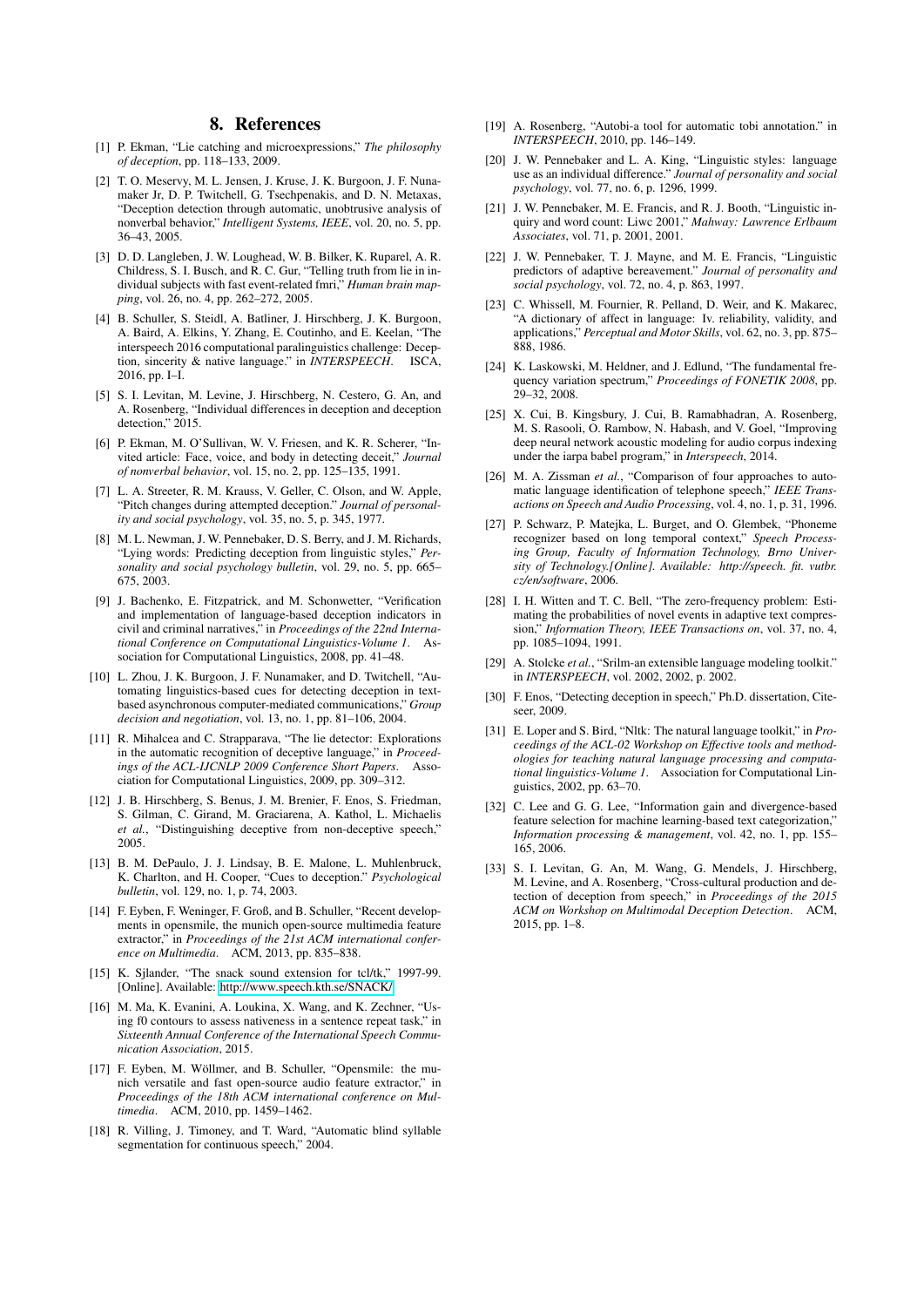## 8. References

[1] P. Ekman, "Lie catching and microexpressions," *The philosophy of deception*, pp. 118–133, 2009.

[2] T. O. Meservy, M. L. Jensen, J. Kruse, J. K. Burgoon, J. F. Nunamaker Jr, D. P. Twitchell, G. Tsechpenakis, and D. N. Metaxas, "Deception detection through automatic, unobtrusive analysis of nonverbal behavior," *Intelligent Systems, IEEE*, vol. 20, no. 5, pp. 36–43, 2005.

[3] D. D. Langleben, J. W. Loughead, W. B. Bilker, K. Ruparel, A. R. Childress, S. I. Busch, and R. C. Gur, "Telling truth from lie in individual subjects with fast event-related fmri," *Human brain mapping*, vol. 26, no. 4, pp. 262–272, 2005.

[4] B. Schuller, S. Steidl, A. Batliner, J. Hirschberg, J. K. Burgoon, A. Baird, A. Elkins, Y. Zhang, E. Coutinho, and E. Keelan, "The interspeech 2016 computational paralinguistics challenge: Deception, sincerity & native language." in *INTERSPEECH*. ISCA, 2016, pp. I–I.

[5] S. I. Levitan, M. Levine, J. Hirschberg, N. Cestero, G. An, and A. Rosenberg, "Individual differences in deception and deception detection," 2015.

[6] P. Ekman, M. O'Sullivan, W. V. Friesen, and K. R. Scherer, "Invited article: Face, voice, and body in detecting deceit," *Journal of nonverbal behavior*, vol. 15, no. 2, pp. 125–135, 1991.

[7] L. A. Streeter, R. M. Krauss, V. Geller, C. Olson, and W. Apple, "Pitch changes during attempted deception." *Journal of personality and social psychology*, vol. 35, no. 5, p. 345, 1977.

[8] M. L. Newman, J. W. Pennebaker, D. S. Berry, and J. M. Richards, "Lying words: Predicting deception from linguistic styles," *Personality and social psychology bulletin*, vol. 29, no. 5, pp. 665–675, 2003.

[9] J. Bachenko, E. Fitzpatrick, and M. Schonwetter, "Verification and implementation of language-based deception indicators in civil and criminal narratives," in *Proceedings of the 22nd International Conference on Computational Linguistics-Volume 1*. Association for Computational Linguistics, 2008, pp. 41–48.

[10] L. Zhou, J. K. Burgoon, J. F. Nunamaker, and D. Twitchell, "Automating linguistics-based cues for detecting deception in text-based asynchronous computer-mediated communications," *Group decision and negotiation*, vol. 13, no. 1, pp. 81–106, 2004.

[11] R. Mihalcea and C. Strapparava, "The lie detector: Explorations in the automatic recognition of deceptive language," in *Proceedings of the ACL-IJCNLP 2009 Conference Short Papers*. Association for Computational Linguistics, 2009, pp. 309–312.

[12] J. B. Hirschberg, S. Benus, J. M. Brenier, F. Enos, S. Friedman, S. Gilman, C. Girand, M. Graciarena, A. Kathol, L. Michaelis *et al.*, "Distinguishing deceptive from non-deceptive speech," 2005.

[13] B. M. DePaulo, J. J. Lindsay, B. E. Malone, L. Muhlenbruck, K. Charlton, and H. Cooper, "Cues to deception." *Psychological bulletin*, vol. 129, no. 1, p. 74, 2003.

[14] F. Eyben, F. Weninger, F. Groß, and B. Schuller, "Recent developments in opensmile, the munich open-source multimedia feature extractor," in *Proceedings of the 21st ACM international conference on Multimedia*. ACM, 2013, pp. 835–838.

[15] K. Sjlander, "The snack sound extension for tcl/tk," 1997-99. [Online]. Available: http://www.speech.kth.se/SNACK/

[16] M. Ma, K. Evanini, A. Loukina, X. Wang, and K. Zechner, "Using f0 contours to assess nativeness in a sentence repeat task," in *Sixteenth Annual Conference of the International Speech Communication Association*, 2015.

[17] F. Eyben, M. Wöllmer, and B. Schuller, "Opensmile: the munich versatile and fast open-source audio feature extractor," in *Proceedings of the 18th ACM international conference on Multimedia*. ACM, 2010, pp. 1459–1462.

[18] R. Villing, J. Timoney, and T. Ward, "Automatic blind syllable segmentation for continuous speech," 2004.

[19] A. Rosenberg, "Autobi-a tool for automatic tobi annotation." in *INTERSPEECH*, 2010, pp. 146–149.

[20] J. W. Pennebaker and L. A. King, "Linguistic styles: language use as an individual difference." *Journal of personality and social psychology*, vol. 77, no. 6, p. 1296, 1999.

[21] J. W. Pennebaker, M. E. Francis, and R. J. Booth, "Linguistic inquiry and word count: Liwc 2001," *Mahway: Lawrence Erlbaum Associates*, vol. 71, p. 2001, 2001.

[22] J. W. Pennebaker, T. J. Mayne, and M. E. Francis, "Linguistic predictors of adaptive bereavement." *Journal of personality and social psychology*, vol. 72, no. 4, p. 863, 1997.

[23] C. Whissell, M. Fournier, R. Pelland, D. Weir, and K. Makarec, "A dictionary of affect in language: Iv. reliability, validity, and applications," *Perceptual and Motor Skills*, vol. 62, no. 3, pp. 875–888, 1986.

[24] K. Laskowski, M. Heldner, and J. Edlund, "The fundamental frequency variation spectrum," *Proceedings of FONETIK 2008*, pp. 29–32, 2008.

[25] X. Cui, B. Kingsbury, J. Cui, B. Ramabhadran, A. Rosenberg, M. S. Rasooli, O. Rambow, N. Habash, and V. Goel, "Improving deep neural network acoustic modeling for audio corpus indexing under the iarpa babel program," in *Interspeech*, 2014.

[26] M. A. Zissman *et al.*, "Comparison of four approaches to automatic language identification of telephone speech," *IEEE Transactions on Speech and Audio Processing*, vol. 4, no. 1, p. 31, 1996.

[27] P. Schwarz, P. Matejka, L. Burget, and O. Glembek, "Phoneme recognizer based on long temporal context," *Speech Processing Group, Faculty of Information Technology, Brno University of Technology.[Online]. Available: http://speech. fit. vutbr. cz/en/software*, 2006.

[28] I. H. Witten and T. C. Bell, "The zero-frequency problem: Estimating the probabilities of novel events in adaptive text compression," *Information Theory, IEEE Transactions on*, vol. 37, no. 4, pp. 1085–1094, 1991.

[29] A. Stolcke *et al.*, "Srilm-an extensible language modeling toolkit." in *INTERSPEECH*, vol. 2002, 2002, p. 2002.

[30] F. Enos, "Detecting deception in speech," Ph.D. dissertation, Citeseer, 2009.

[31] E. Loper and S. Bird, "Nltk: The natural language toolkit," in *Proceedings of the ACL-02 Workshop on Effective tools and methodologies for teaching natural language processing and computational linguistics-Volume 1*. Association for Computational Linguistics, 2002, pp. 63–70.

[32] C. Lee and G. G. Lee, "Information gain and divergence-based feature selection for machine learning-based text categorization," *Information processing & management*, vol. 42, no. 1, pp. 155–165, 2006.

[33] S. I. Levitan, G. An, M. Wang, G. Mendels, J. Hirschberg, M. Levine, and A. Rosenberg, "Cross-cultural production and detection of deception from speech," in *Proceedings of the 2015 ACM on Workshop on Multimodal Deception Detection*. ACM, 2015, pp. 1–8.